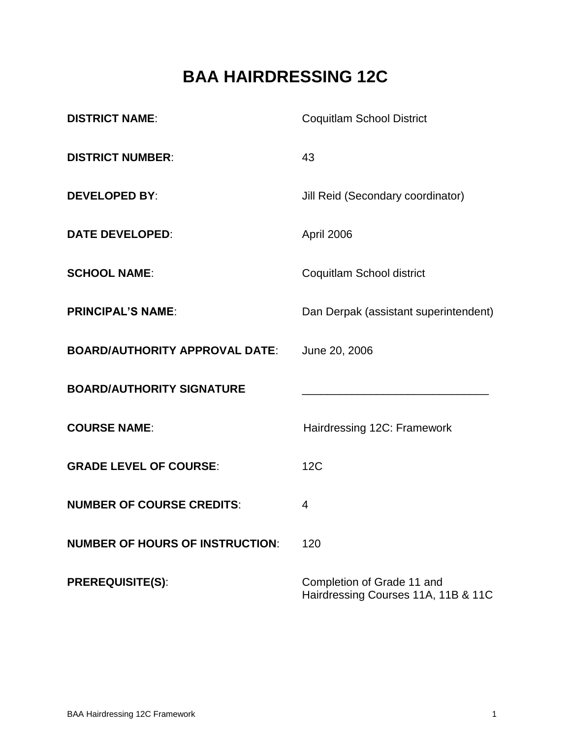# BAA HAIRDRESSING 12C

**DISTRICT NAME**: Coquitlam School District

**DISTRICT NUMBER**: 43

**DEVELOPED BY**: Jill Reid (Secondary coordinator)

**DATE DEVELOPED**: April 2006

**SCHOOL NAME**: Coquitlam School district

**PRINCIPAL'S NAME**: Dan Derpak (assistant superintendent)

**BOARD/AUTHORITY APPROVAL DATE**: June 20, 2006

**BOARD/AUTHORITY SIGNATURE** ______________________________

**COURSE NAME**: Hairdressing 12C: Framework

**GRADE LEVEL OF COURSE**: 12C

**NUMBER OF COURSE CREDITS**: 4

**NUMBER OF HOURS OF INSTRUCTION**: 120

**PREREQUISITE(S)**: Completion of Grade 11 and Hairdressing Courses 11A, 11B & 11C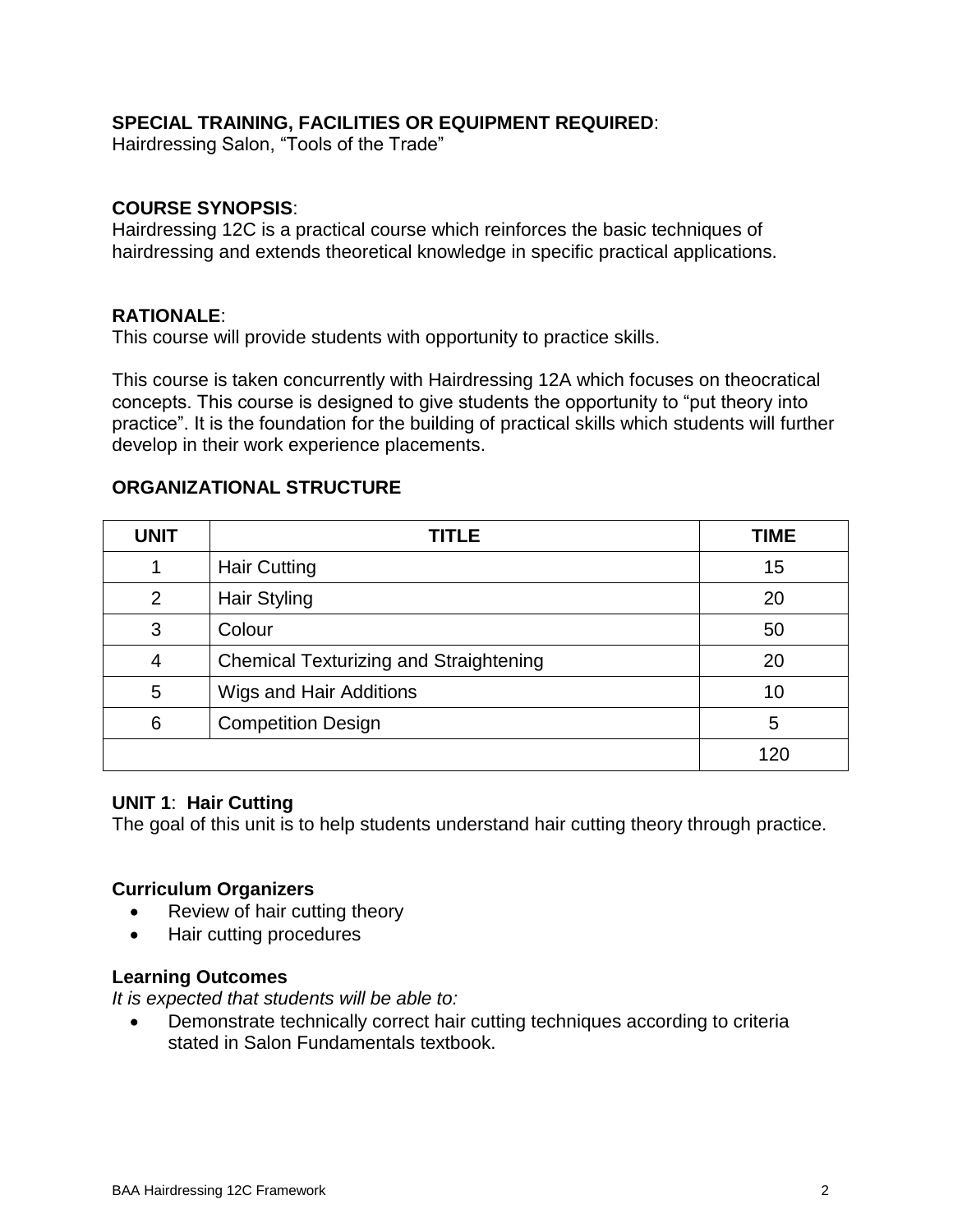**SPECIAL TRAINING, FACILITIES OR EQUIPMENT REQUIRED**:
Hairdressing Salon, "Tools of the Trade"

**COURSE SYNOPSIS**:
Hairdressing 12C is a practical course which reinforces the basic techniques of hairdressing and extends theoretical knowledge in specific practical applications.

**RATIONALE**:
This course will provide students with opportunity to practice skills.

This course is taken concurrently with Hairdressing 12A which focuses on theocratical concepts. This course is designed to give students the opportunity to "put theory into practice". It is the foundation for the building of practical skills which students will further develop in their work experience placements.

**ORGANIZATIONAL STRUCTURE**

| UNIT | TITLE | TIME |
|---|---|---|
| 1 | Hair Cutting | 15 |
| 2 | Hair Styling | 20 |
| 3 | Colour | 50 |
| 4 | Chemical Texturizing and Straightening | 20 |
| 5 | Wigs and Hair Additions | 10 |
| 6 | Competition Design | 5 |
| | | 120 |

**UNIT 1**: **Hair Cutting**
The goal of this unit is to help students understand hair cutting theory through practice.

**Curriculum Organizers**
- Review of hair cutting theory
- Hair cutting procedures

**Learning Outcomes**
*It is expected that students will be able to:*
- Demonstrate technically correct hair cutting techniques according to criteria stated in Salon Fundamentals textbook.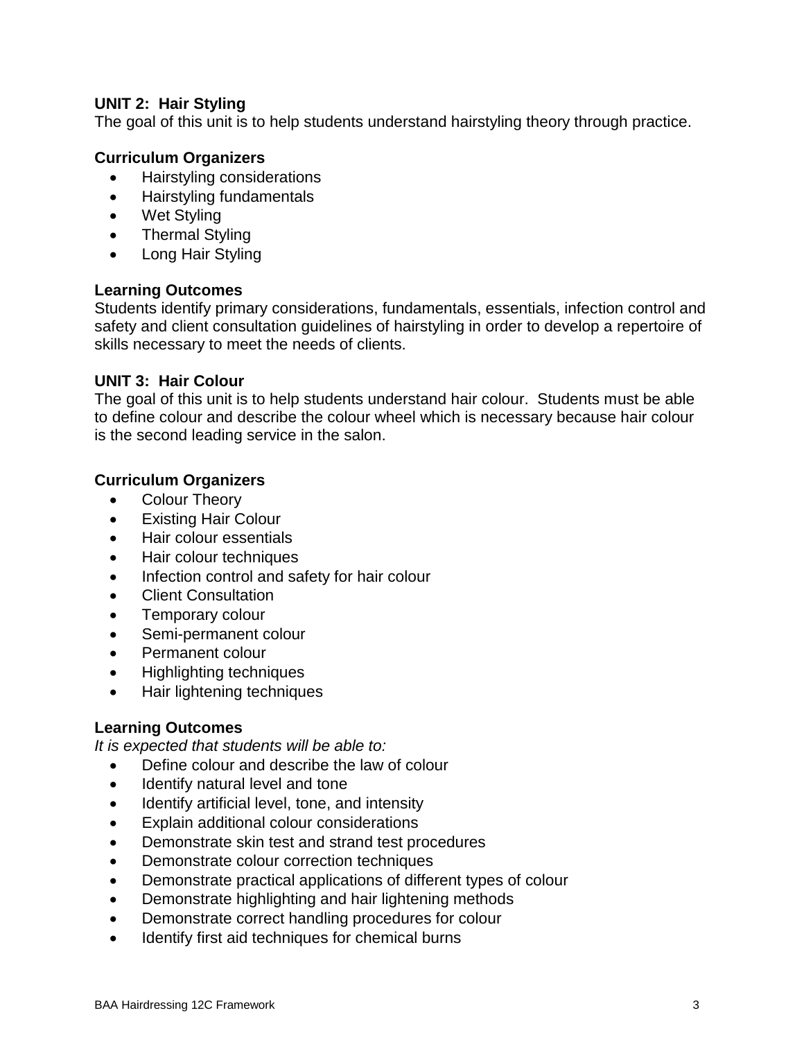## UNIT 2: Hair Styling

The goal of this unit is to help students understand hairstyling theory through practice.

### Curriculum Organizers

- Hairstyling considerations
- Hairstyling fundamentals
- Wet Styling
- Thermal Styling
- Long Hair Styling

### Learning Outcomes

Students identify primary considerations, fundamentals, essentials, infection control and safety and client consultation guidelines of hairstyling in order to develop a repertoire of skills necessary to meet the needs of clients.

## UNIT 3: Hair Colour

The goal of this unit is to help students understand hair colour. Students must be able to define colour and describe the colour wheel which is necessary because hair colour is the second leading service in the salon.

### Curriculum Organizers

- Colour Theory
- Existing Hair Colour
- Hair colour essentials
- Hair colour techniques
- Infection control and safety for hair colour
- Client Consultation
- Temporary colour
- Semi-permanent colour
- Permanent colour
- Highlighting techniques
- Hair lightening techniques

### Learning Outcomes

*It is expected that students will be able to:*

- Define colour and describe the law of colour
- Identify natural level and tone
- Identify artificial level, tone, and intensity
- Explain additional colour considerations
- Demonstrate skin test and strand test procedures
- Demonstrate colour correction techniques
- Demonstrate practical applications of different types of colour
- Demonstrate highlighting and hair lightening methods
- Demonstrate correct handling procedures for colour
- Identify first aid techniques for chemical burns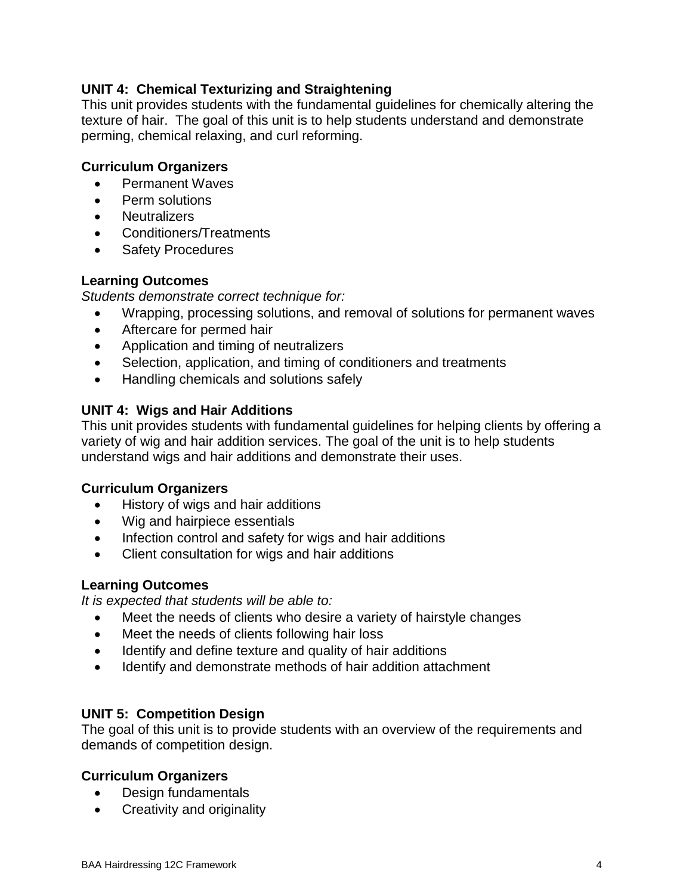## UNIT 4: Chemical Texturizing and Straightening

This unit provides students with the fundamental guidelines for chemically altering the texture of hair. The goal of this unit is to help students understand and demonstrate perming, chemical relaxing, and curl reforming.

### Curriculum Organizers

- Permanent Waves
- Perm solutions
- Neutralizers
- Conditioners/Treatments
- Safety Procedures

### Learning Outcomes

*Students demonstrate correct technique for:*

- Wrapping, processing solutions, and removal of solutions for permanent waves
- Aftercare for permed hair
- Application and timing of neutralizers
- Selection, application, and timing of conditioners and treatments
- Handling chemicals and solutions safely

## UNIT 4: Wigs and Hair Additions

This unit provides students with fundamental guidelines for helping clients by offering a variety of wig and hair addition services. The goal of the unit is to help students understand wigs and hair additions and demonstrate their uses.

### Curriculum Organizers

- History of wigs and hair additions
- Wig and hairpiece essentials
- Infection control and safety for wigs and hair additions
- Client consultation for wigs and hair additions

### Learning Outcomes

*It is expected that students will be able to:*

- Meet the needs of clients who desire a variety of hairstyle changes
- Meet the needs of clients following hair loss
- Identify and define texture and quality of hair additions
- Identify and demonstrate methods of hair addition attachment

## UNIT 5: Competition Design

The goal of this unit is to provide students with an overview of the requirements and demands of competition design.

### Curriculum Organizers

- Design fundamentals
- Creativity and originality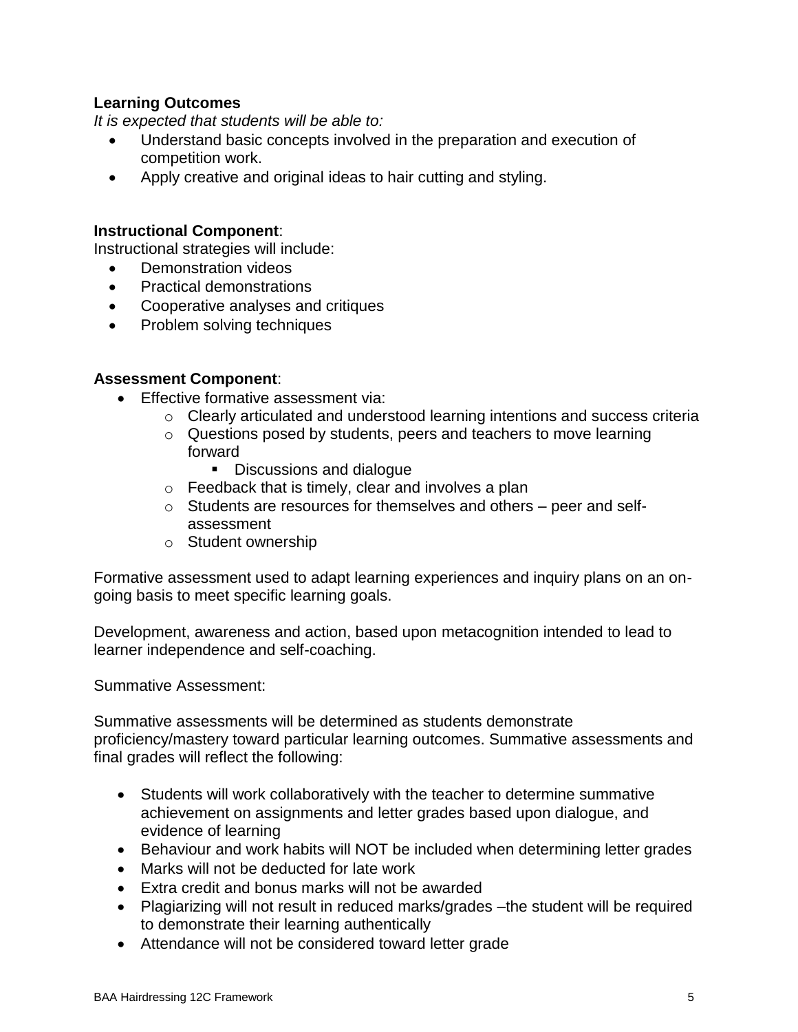**Learning Outcomes**

*It is expected that students will be able to:*

- Understand basic concepts involved in the preparation and execution of competition work.
- Apply creative and original ideas to hair cutting and styling.

**Instructional Component**:

Instructional strategies will include:

- Demonstration videos
- Practical demonstrations
- Cooperative analyses and critiques
- Problem solving techniques

**Assessment Component**:

- Effective formative assessment via:
  - Clearly articulated and understood learning intentions and success criteria
  - Questions posed by students, peers and teachers to move learning forward
    - Discussions and dialogue
  - Feedback that is timely, clear and involves a plan
  - Students are resources for themselves and others – peer and self-assessment
  - Student ownership

Formative assessment used to adapt learning experiences and inquiry plans on an on-going basis to meet specific learning goals.

Development, awareness and action, based upon metacognition intended to lead to learner independence and self-coaching.

Summative Assessment:

Summative assessments will be determined as students demonstrate proficiency/mastery toward particular learning outcomes. Summative assessments and final grades will reflect the following:

- Students will work collaboratively with the teacher to determine summative achievement on assignments and letter grades based upon dialogue, and evidence of learning
- Behaviour and work habits will NOT be included when determining letter grades
- Marks will not be deducted for late work
- Extra credit and bonus marks will not be awarded
- Plagiarizing will not result in reduced marks/grades –the student will be required to demonstrate their learning authentically
- Attendance will not be considered toward letter grade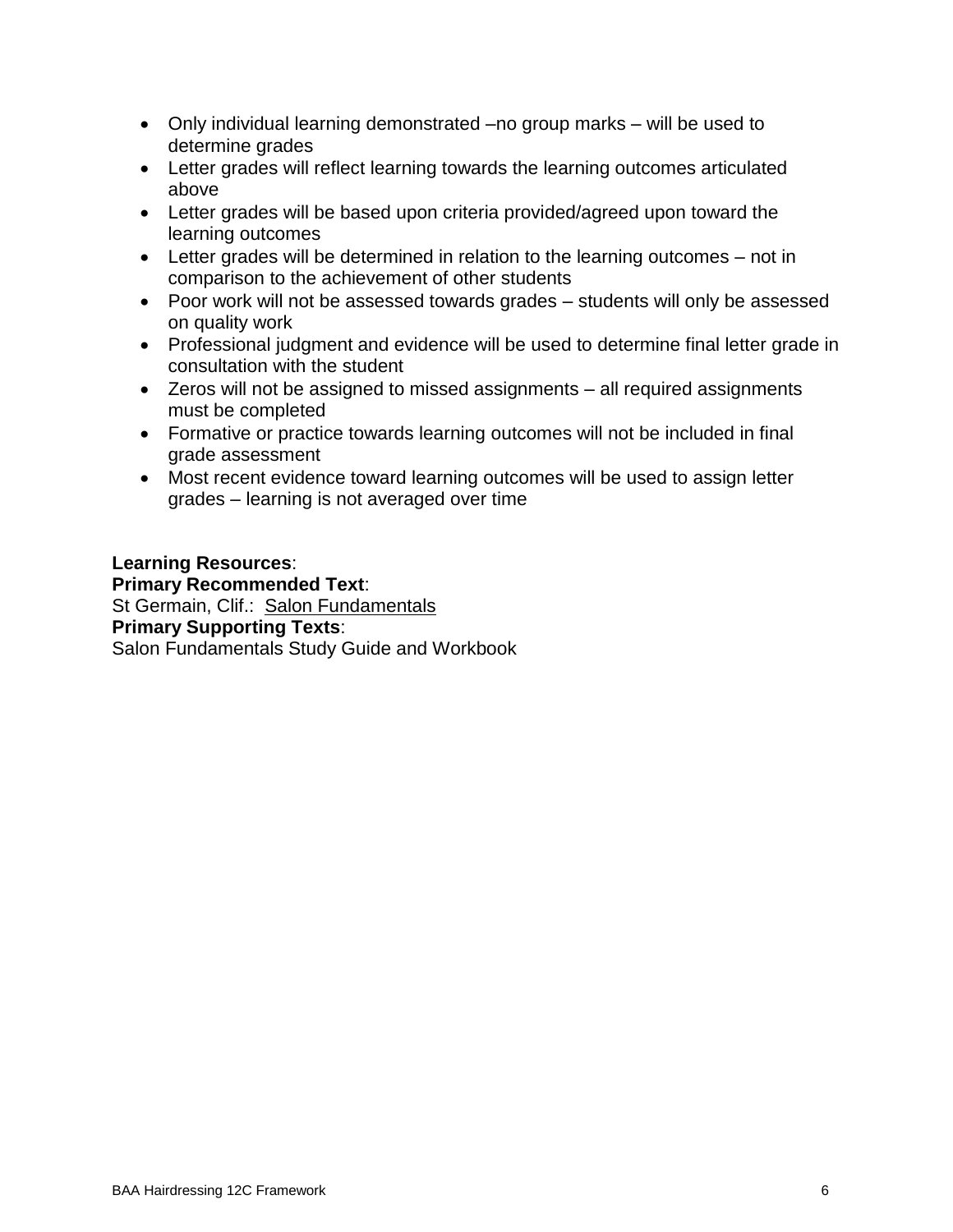- Only individual learning demonstrated –no group marks – will be used to determine grades
- Letter grades will reflect learning towards the learning outcomes articulated above
- Letter grades will be based upon criteria provided/agreed upon toward the learning outcomes
- Letter grades will be determined in relation to the learning outcomes – not in comparison to the achievement of other students
- Poor work will not be assessed towards grades – students will only be assessed on quality work
- Professional judgment and evidence will be used to determine final letter grade in consultation with the student
- Zeros will not be assigned to missed assignments – all required assignments must be completed
- Formative or practice towards learning outcomes will not be included in final grade assessment
- Most recent evidence toward learning outcomes will be used to assign letter grades – learning is not averaged over time

**Learning Resources**:
**Primary Recommended Text**:
St Germain, Clif.: Salon Fundamentals
**Primary Supporting Texts**:
Salon Fundamentals Study Guide and Workbook